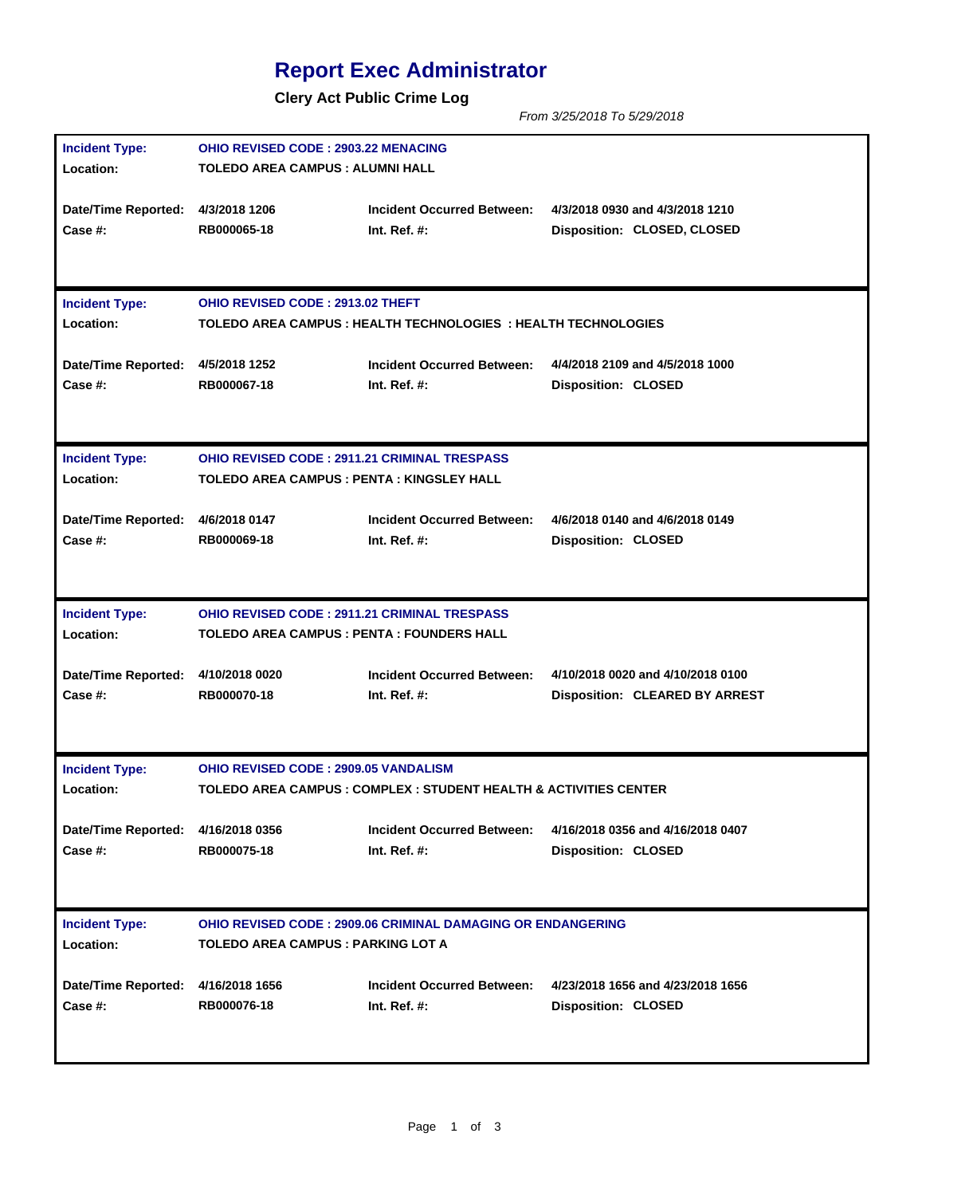# Report Exec Administrator

**Clery Act Public Crime Log**

*From 3/25/2018 To 5/29/2018*

| | | | |
|---|---|---|---|
| **Incident Type:** | **OHIO REVISED CODE : 2903.22 MENACING** | | |
| **Location:** | **TOLEDO AREA CAMPUS : ALUMNI HALL** | | |
| **Date/Time Reported:** | **4/3/2018 1206** | **Incident Occurred Between:** | **4/3/2018 0930 and 4/3/2018 1210** |
| **Case #:** | **RB000065-18** | **Int. Ref. #:** | **Disposition: CLOSED, CLOSED** |

| | | | |
|---|---|---|---|
| **Incident Type:** | **OHIO REVISED CODE : 2913.02 THEFT** | | |
| **Location:** | **TOLEDO AREA CAMPUS : HEALTH TECHNOLOGIES : HEALTH TECHNOLOGIES** | | |
| **Date/Time Reported:** | **4/5/2018 1252** | **Incident Occurred Between:** | **4/4/2018 2109 and 4/5/2018 1000** |
| **Case #:** | **RB000067-18** | **Int. Ref. #:** | **Disposition: CLOSED** |

| | | | |
|---|---|---|---|
| **Incident Type:** | **OHIO REVISED CODE : 2911.21 CRIMINAL TRESPASS** | | |
| **Location:** | **TOLEDO AREA CAMPUS : PENTA : KINGSLEY HALL** | | |
| **Date/Time Reported:** | **4/6/2018 0147** | **Incident Occurred Between:** | **4/6/2018 0140 and 4/6/2018 0149** |
| **Case #:** | **RB000069-18** | **Int. Ref. #:** | **Disposition: CLOSED** |

| | | | |
|---|---|---|---|
| **Incident Type:** | **OHIO REVISED CODE : 2911.21 CRIMINAL TRESPASS** | | |
| **Location:** | **TOLEDO AREA CAMPUS : PENTA : FOUNDERS HALL** | | |
| **Date/Time Reported:** | **4/10/2018 0020** | **Incident Occurred Between:** | **4/10/2018 0020 and 4/10/2018 0100** |
| **Case #:** | **RB000070-18** | **Int. Ref. #:** | **Disposition: CLEARED BY ARREST** |

| | | | |
|---|---|---|---|
| **Incident Type:** | **OHIO REVISED CODE : 2909.05 VANDALISM** | | |
| **Location:** | **TOLEDO AREA CAMPUS : COMPLEX : STUDENT HEALTH & ACTIVITIES CENTER** | | |
| **Date/Time Reported:** | **4/16/2018 0356** | **Incident Occurred Between:** | **4/16/2018 0356 and 4/16/2018 0407** |
| **Case #:** | **RB000075-18** | **Int. Ref. #:** | **Disposition: CLOSED** |

| | | | |
|---|---|---|---|
| **Incident Type:** | **OHIO REVISED CODE : 2909.06 CRIMINAL DAMAGING OR ENDANGERING** | | |
| **Location:** | **TOLEDO AREA CAMPUS : PARKING LOT A** | | |
| **Date/Time Reported:** | **4/16/2018 1656** | **Incident Occurred Between:** | **4/23/2018 1656 and 4/23/2018 1656** |
| **Case #:** | **RB000076-18** | **Int. Ref. #:** | **Disposition: CLOSED** |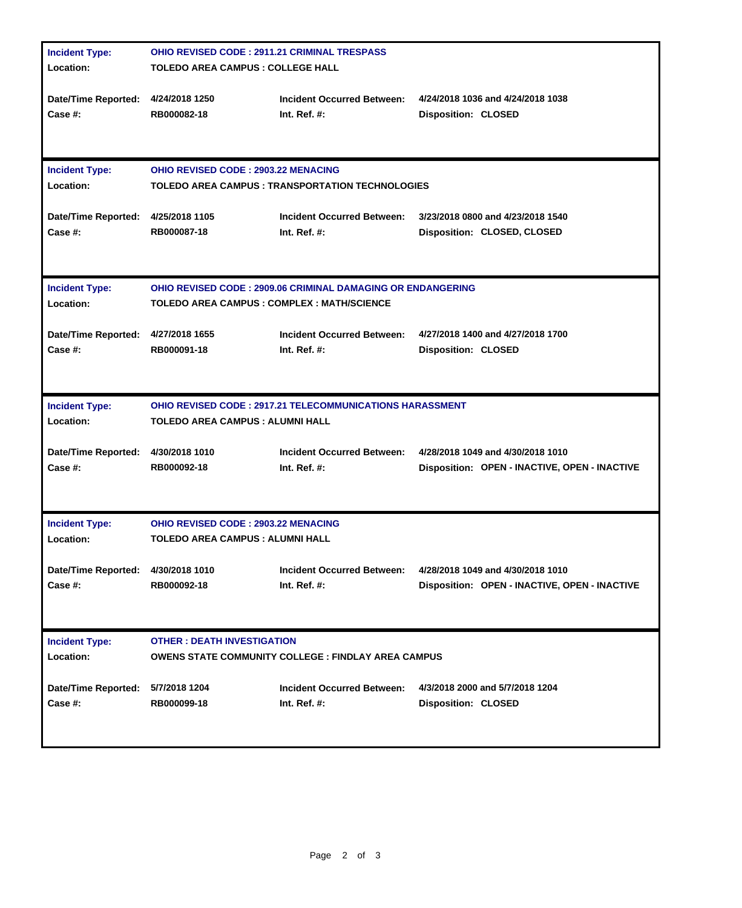| | | | |
|---|---|---|---|
| **Incident Type:** | **OHIO REVISED CODE : 2911.21 CRIMINAL TRESPASS** | | |
| **Location:** | **TOLEDO AREA CAMPUS : COLLEGE HALL** | | |
| **Date/Time Reported:** | **4/24/2018 1250** | **Incident Occurred Between:** | **4/24/2018 1036 and 4/24/2018 1038** |
| **Case #:** | **RB000082-18** | **Int. Ref. #:** | **Disposition: CLOSED** |

| | | | |
|---|---|---|---|
| **Incident Type:** | **OHIO REVISED CODE : 2903.22 MENACING** | | |
| **Location:** | **TOLEDO AREA CAMPUS : TRANSPORTATION TECHNOLOGIES** | | |
| **Date/Time Reported:** | **4/25/2018 1105** | **Incident Occurred Between:** | **3/23/2018 0800 and 4/23/2018 1540** |
| **Case #:** | **RB000087-18** | **Int. Ref. #:** | **Disposition: CLOSED, CLOSED** |

| | | | |
|---|---|---|---|
| **Incident Type:** | **OHIO REVISED CODE : 2909.06 CRIMINAL DAMAGING OR ENDANGERING** | | |
| **Location:** | **TOLEDO AREA CAMPUS : COMPLEX : MATH/SCIENCE** | | |
| **Date/Time Reported:** | **4/27/2018 1655** | **Incident Occurred Between:** | **4/27/2018 1400 and 4/27/2018 1700** |
| **Case #:** | **RB000091-18** | **Int. Ref. #:** | **Disposition: CLOSED** |

| | | | |
|---|---|---|---|
| **Incident Type:** | **OHIO REVISED CODE : 2917.21 TELECOMMUNICATIONS HARASSMENT** | | |
| **Location:** | **TOLEDO AREA CAMPUS : ALUMNI HALL** | | |
| **Date/Time Reported:** | **4/30/2018 1010** | **Incident Occurred Between:** | **4/28/2018 1049 and 4/30/2018 1010** |
| **Case #:** | **RB000092-18** | **Int. Ref. #:** | **Disposition: OPEN - INACTIVE, OPEN - INACTIVE** |

| | | | |
|---|---|---|---|
| **Incident Type:** | **OHIO REVISED CODE : 2903.22 MENACING** | | |
| **Location:** | **TOLEDO AREA CAMPUS : ALUMNI HALL** | | |
| **Date/Time Reported:** | **4/30/2018 1010** | **Incident Occurred Between:** | **4/28/2018 1049 and 4/30/2018 1010** |
| **Case #:** | **RB000092-18** | **Int. Ref. #:** | **Disposition: OPEN - INACTIVE, OPEN - INACTIVE** |

| | | | |
|---|---|---|---|
| **Incident Type:** | **OTHER : DEATH INVESTIGATION** | | |
| **Location:** | **OWENS STATE COMMUNITY COLLEGE : FINDLAY AREA CAMPUS** | | |
| **Date/Time Reported:** | **5/7/2018 1204** | **Incident Occurred Between:** | **4/3/2018 2000 and 5/7/2018 1204** |
| **Case #:** | **RB000099-18** | **Int. Ref. #:** | **Disposition: CLOSED** |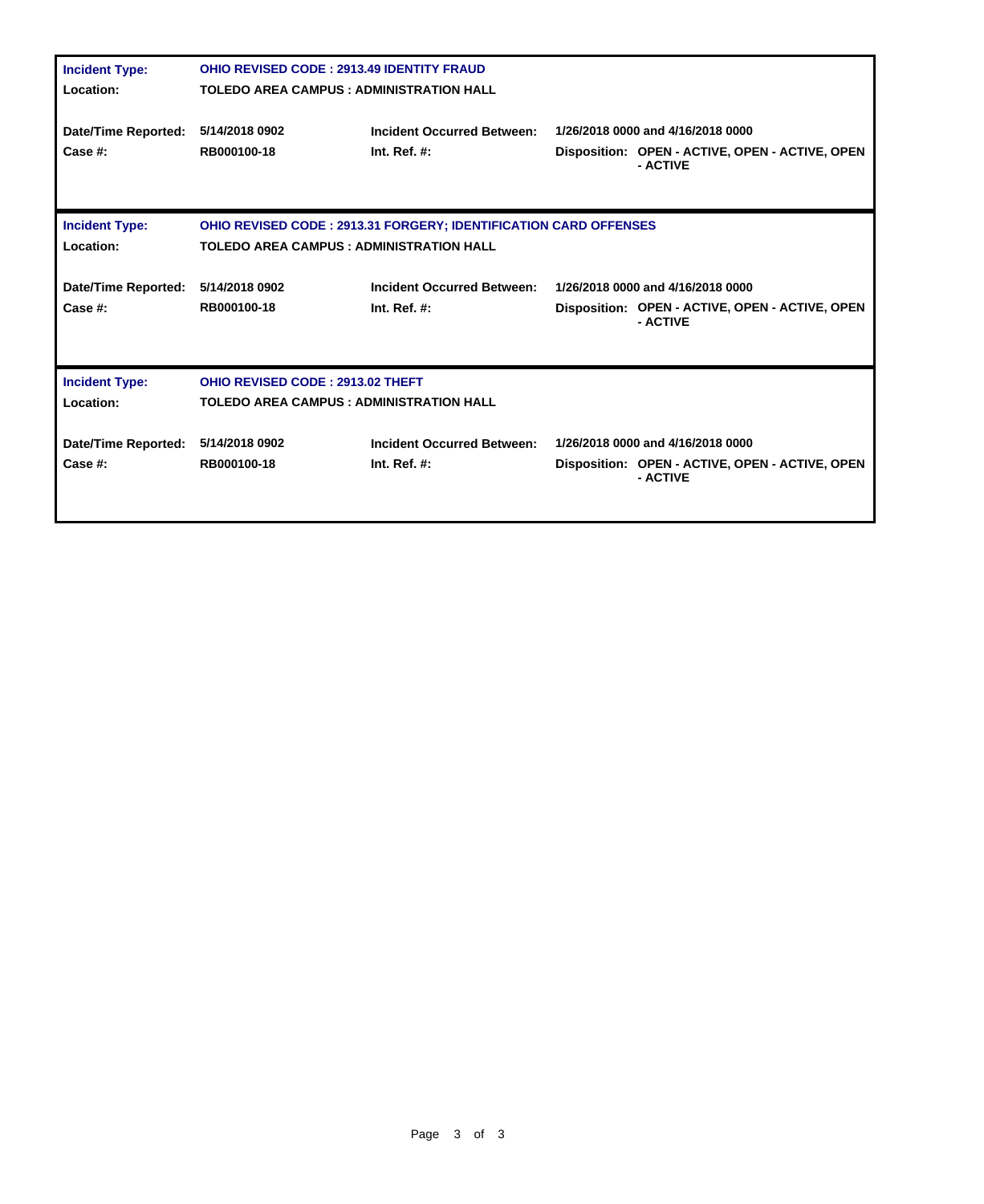| | | | |
|---|---|---|---|
| **Incident Type:** | **OHIO REVISED CODE : 2913.49 IDENTITY FRAUD** | | |
| **Location:** | **TOLEDO AREA CAMPUS : ADMINISTRATION HALL** | | |
| **Date/Time Reported:** | **5/14/2018 0902** | **Incident Occurred Between:** | **1/26/2018 0000 and 4/16/2018 0000** |
| **Case #:** | **RB000100-18** | **Int. Ref. #:** | **Disposition: OPEN - ACTIVE, OPEN - ACTIVE, OPEN - ACTIVE** |

| | | | |
|---|---|---|---|
| **Incident Type:** | **OHIO REVISED CODE : 2913.31 FORGERY; IDENTIFICATION CARD OFFENSES** | | |
| **Location:** | **TOLEDO AREA CAMPUS : ADMINISTRATION HALL** | | |
| **Date/Time Reported:** | **5/14/2018 0902** | **Incident Occurred Between:** | **1/26/2018 0000 and 4/16/2018 0000** |
| **Case #:** | **RB000100-18** | **Int. Ref. #:** | **Disposition: OPEN - ACTIVE, OPEN - ACTIVE, OPEN - ACTIVE** |

| | | | |
|---|---|---|---|
| **Incident Type:** | **OHIO REVISED CODE : 2913.02 THEFT** | | |
| **Location:** | **TOLEDO AREA CAMPUS : ADMINISTRATION HALL** | | |
| **Date/Time Reported:** | **5/14/2018 0902** | **Incident Occurred Between:** | **1/26/2018 0000 and 4/16/2018 0000** |
| **Case #:** | **RB000100-18** | **Int. Ref. #:** | **Disposition: OPEN - ACTIVE, OPEN - ACTIVE, OPEN - ACTIVE** |